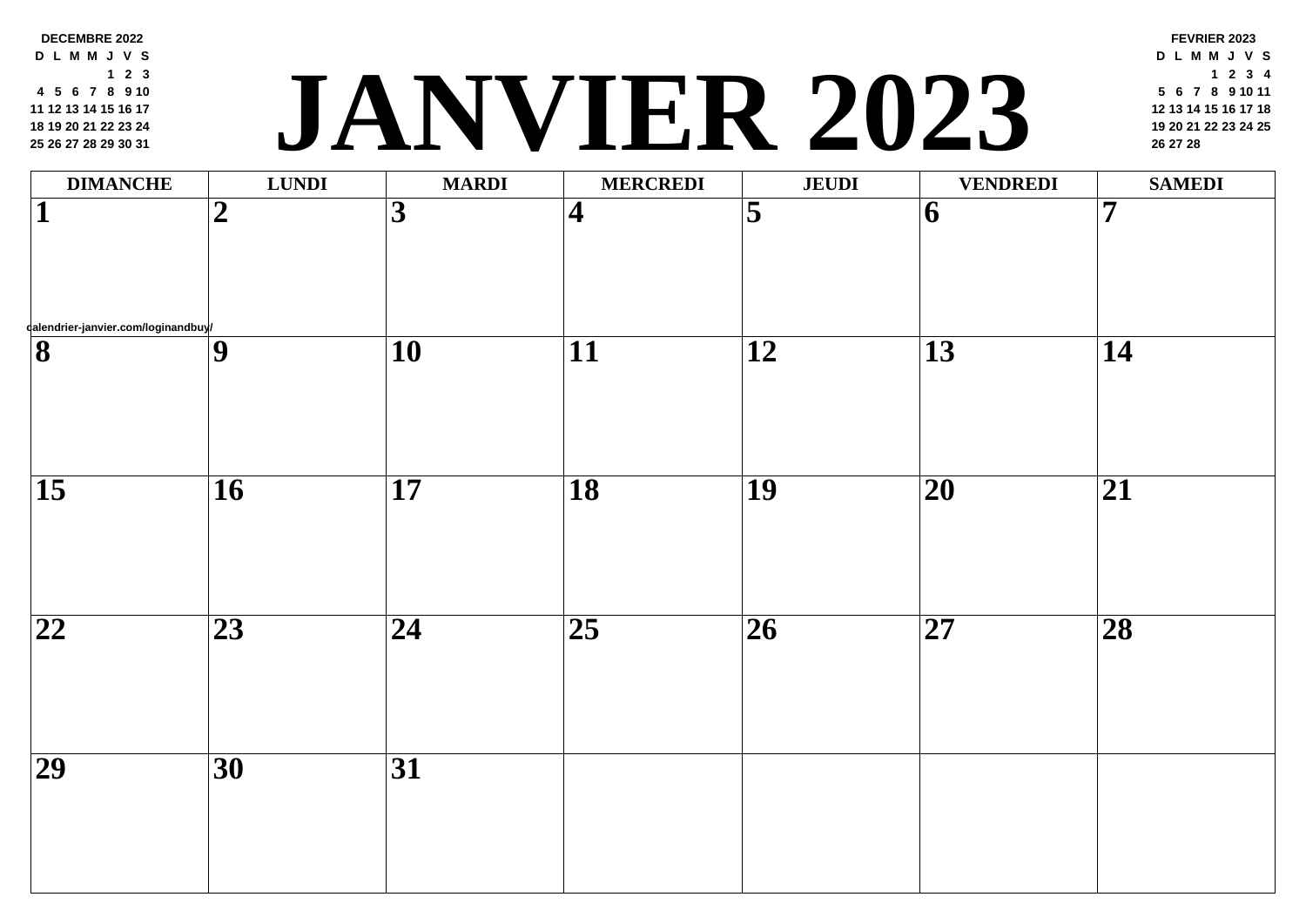**DECEMBRE 2022**

| D | L | M | M | J | V | S |
|---|---|---|---|---|---|---|
| | | | | 1 | 2 | 3 |
| 4 | 5 | 6 | 7 | 8 | 9 | 10 |
| 11 | 12 | 13 | 14 | 15 | 16 | 17 |
| 18 | 19 | 20 | 21 | 22 | 23 | 24 |
| 25 | 26 | 27 | 28 | 29 | 30 | 31 |

# JANVIER 2023

**FEVRIER 2023**

| D | L | M | M | J | V | S |
|---|---|---|---|---|---|---|
| | | | 1 | 2 | 3 | 4 |
| 5 | 6 | 7 | 8 | 9 | 10 | 11 |
| 12 | 13 | 14 | 15 | 16 | 17 | 18 |
| 19 | 20 | 21 | 22 | 23 | 24 | 25 |
| 26 | 27 | 28 | | | | |

| DIMANCHE | LUNDI | MARDI | MERCREDI | JEUDI | VENDREDI | SAMEDI |
|---|---|---|---|---|---|---|
| 1 | 2 | 3 | 4 | 5 | 6 | 7 |
| 8 | 9 | 10 | 11 | 12 | 13 | 14 |
| 15 | 16 | 17 | 18 | 19 | 20 | 21 |
| 22 | 23 | 24 | 25 | 26 | 27 | 28 |
| 29 | 30 | 31 | | | | |

calendrier-janvier.com/loginandbuy/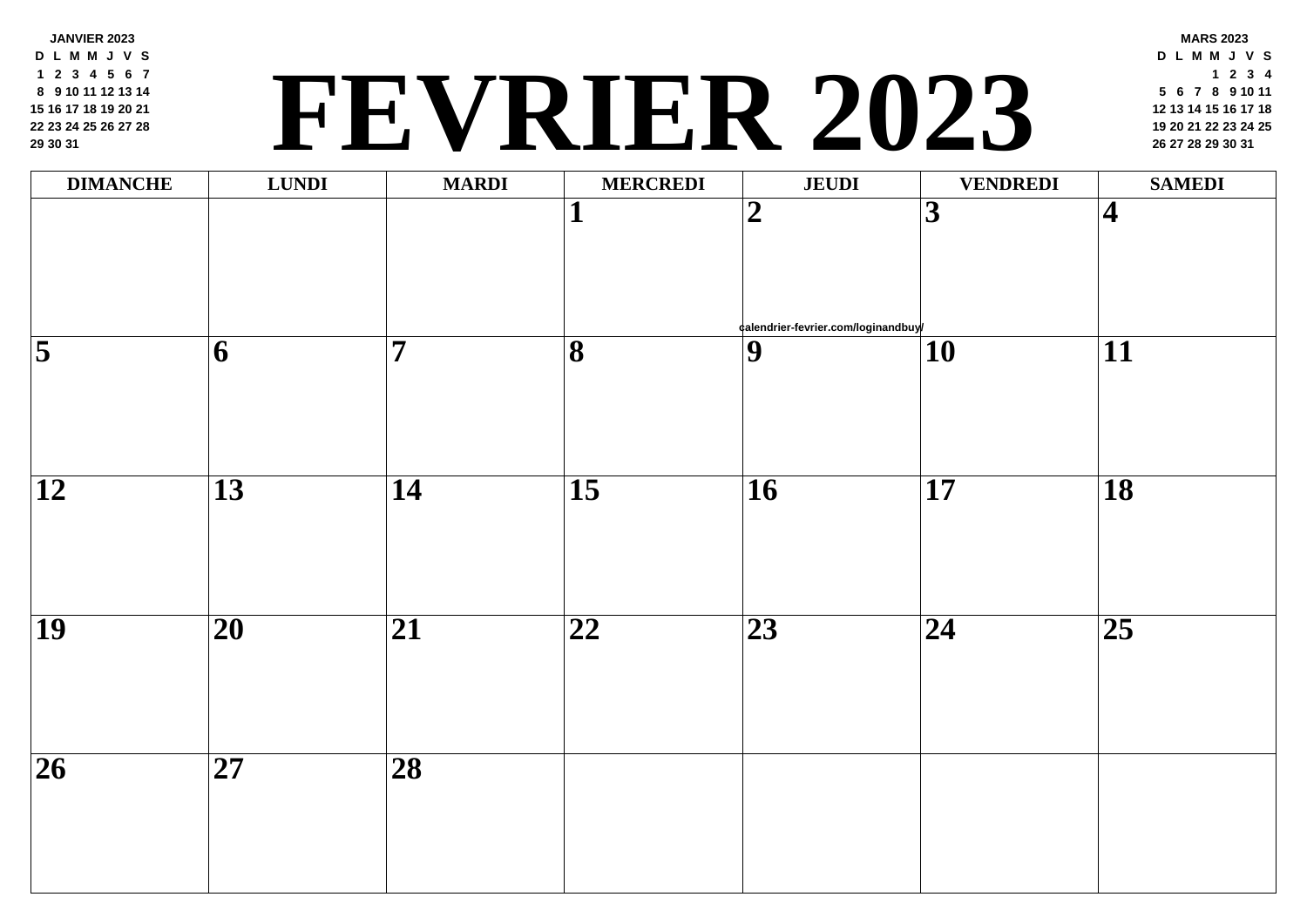JANVIER 2023

| D | L | M | M | J | V | S |
|---|---|---|---|---|---|---|
| 1 | 2 | 3 | 4 | 5 | 6 | 7 |
| 8 | 9 | 10 | 11 | 12 | 13 | 14 |
| 15 | 16 | 17 | 18 | 19 | 20 | 21 |
| 22 | 23 | 24 | 25 | 26 | 27 | 28 |
| 29 | 30 | 31 | | | | |

# FEVRIER 2023

MARS 2023

| D | L | M | M | J | V | S |
|---|---|---|---|---|---|---|
| | | | 1 | 2 | 3 | 4 |
| 5 | 6 | 7 | 8 | 9 | 10 | 11 |
| 12 | 13 | 14 | 15 | 16 | 17 | 18 |
| 19 | 20 | 21 | 22 | 23 | 24 | 25 |
| 26 | 27 | 28 | 29 | 30 | 31 | |

| DIMANCHE | LUNDI | MARDI | MERCREDI | JEUDI | VENDREDI | SAMEDI |
|---|---|---|---|---|---|---|
| | | | 1 | 2 | 3 | 4 |
| 5 | 6 | 7 | 8 | 9 | 10 | 11 |
| 12 | 13 | 14 | 15 | 16 | 17 | 18 |
| 19 | 20 | 21 | 22 | 23 | 24 | 25 |
| 26 | 27 | 28 | | | | |

calendrier-fevrier.com/loginandbuy/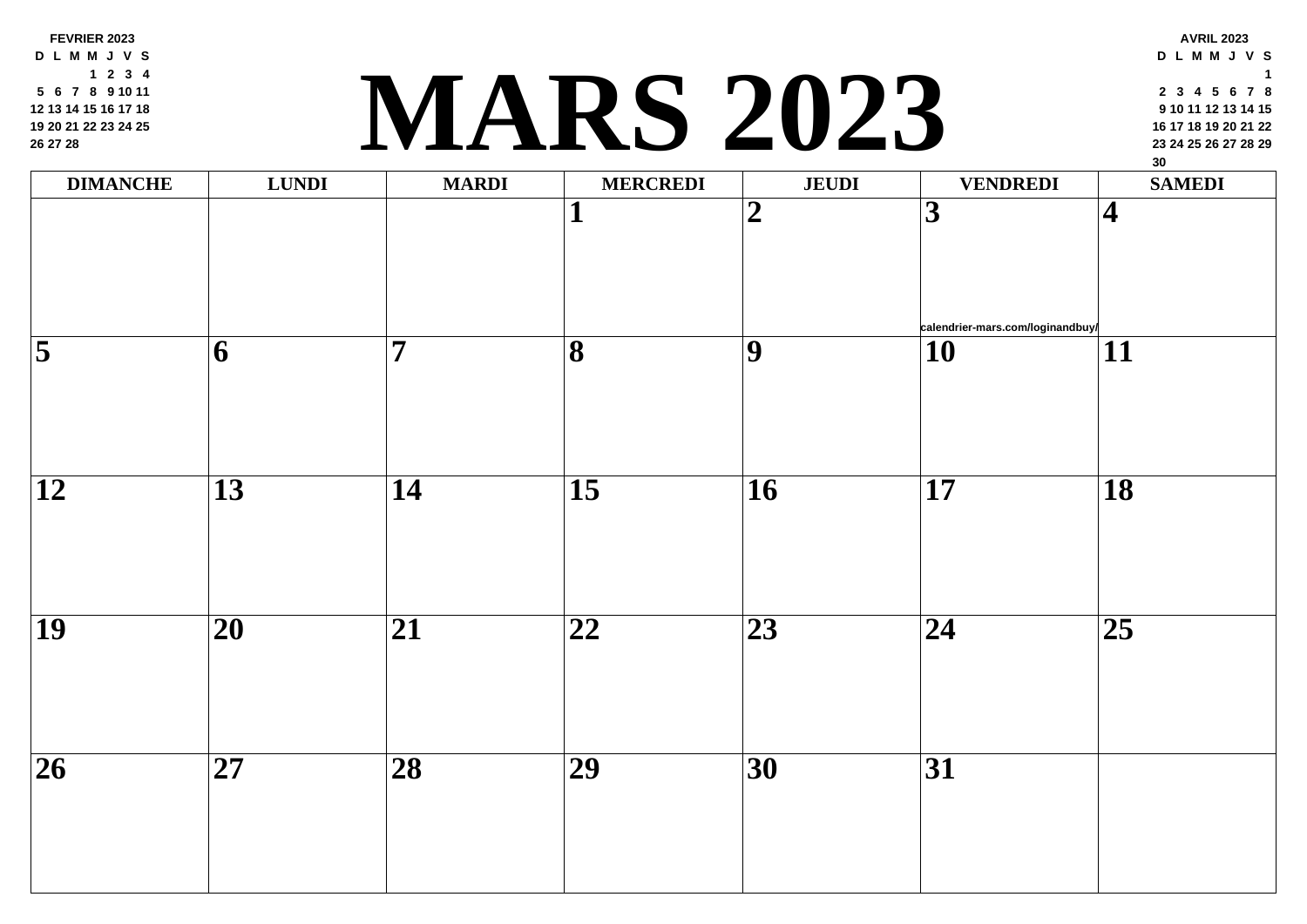**FEVRIER 2023**

| D | L | M | M | J | V | S |
|---|---|---|---|---|---|---|
| | | | 1 | 2 | 3 | 4 |
| 5 | 6 | 7 | 8 | 9 | 10 | 11 |
| 12 | 13 | 14 | 15 | 16 | 17 | 18 |
| 19 | 20 | 21 | 22 | 23 | 24 | 25 |
| 26 | 27 | 28 | | | | |

# MARS 2023

**AVRIL 2023**

| D | L | M | M | J | V | S |
|---|---|---|---|---|---|---|
| | | | | | | 1 |
| 2 | 3 | 4 | 5 | 6 | 7 | 8 |
| 9 | 10 | 11 | 12 | 13 | 14 | 15 |
| 16 | 17 | 18 | 19 | 20 | 21 | 22 |
| 23 | 24 | 25 | 26 | 27 | 28 | 29 |
| 30 | | | | | | |

| DIMANCHE | LUNDI | MARDI | MERCREDI | JEUDI | VENDREDI | SAMEDI |
|---|---|---|---|---|---|---|
| | | | **1** | **2** | **3** calendrier-mars.com/loginandbuy/ | **4** |
| **5** | **6** | **7** | **8** | **9** | **10** | **11** |
| **12** | **13** | **14** | **15** | **16** | **17** | **18** |
| **19** | **20** | **21** | **22** | **23** | **24** | **25** |
| **26** | **27** | **28** | **29** | **30** | **31** | |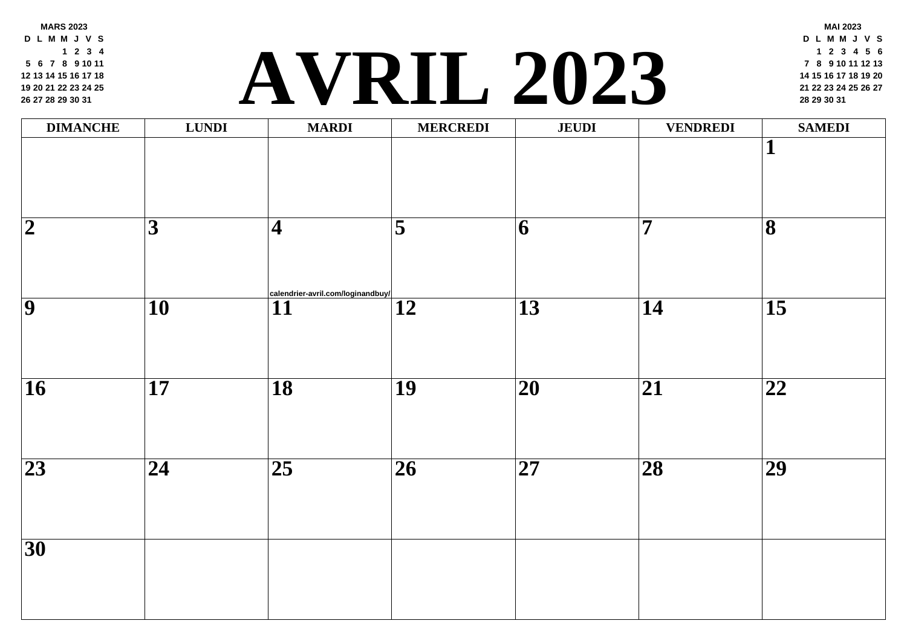**MARS 2023**

| D | L | M | M | J | V | S |
|---|---|---|---|---|---|---|
| | | | 1 | 2 | 3 | 4 |
| 5 | 6 | 7 | 8 | 9 | 10 | 11 |
| 12 | 13 | 14 | 15 | 16 | 17 | 18 |
| 19 | 20 | 21 | 22 | 23 | 24 | 25 |
| 26 | 27 | 28 | 29 | 30 | 31 | |

# AVRIL 2023

**MAI 2023**

| D | L | M | M | J | V | S |
|---|---|---|---|---|---|---|
| | 1 | 2 | 3 | 4 | 5 | 6 |
| 7 | 8 | 9 | 10 | 11 | 12 | 13 |
| 14 | 15 | 16 | 17 | 18 | 19 | 20 |
| 21 | 22 | 23 | 24 | 25 | 26 | 27 |
| 28 | 29 | 30 | 31 | | | |

| DIMANCHE | LUNDI | MARDI | MERCREDI | JEUDI | VENDREDI | SAMEDI |
|---|---|---|---|---|---|---|
| | | | | | | 1 |
| 2 | 3 | 4 calendrier-avril.com/loginandbuy/ | 5 | 6 | 7 | 8 |
| 9 | 10 | 11 | 12 | 13 | 14 | 15 |
| 16 | 17 | 18 | 19 | 20 | 21 | 22 |
| 23 | 24 | 25 | 26 | 27 | 28 | 29 |
| 30 | | | | | | |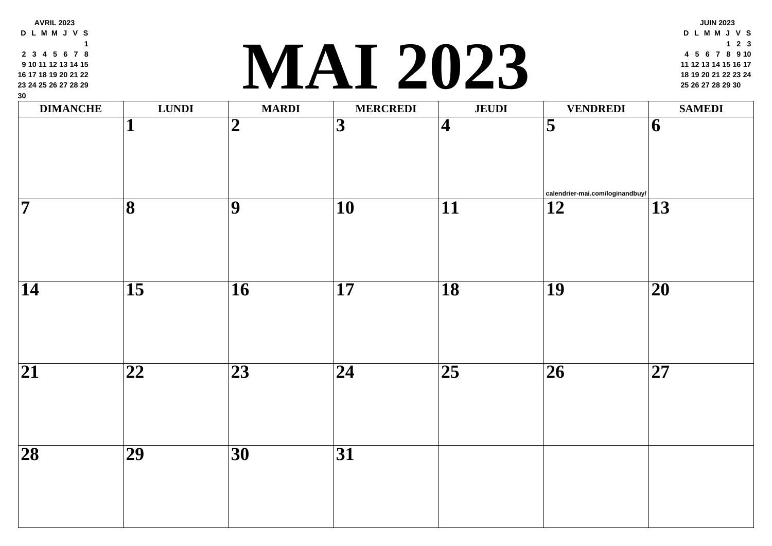**AVRIL 2023**

| D | L | M | M | J | V | S |
|---|---|---|---|---|---|---|
| | | | | | | 1 |
| 2 | 3 | 4 | 5 | 6 | 7 | 8 |
| 9 | 10 | 11 | 12 | 13 | 14 | 15 |
| 16 | 17 | 18 | 19 | 20 | 21 | 22 |
| 23 | 24 | 25 | 26 | 27 | 28 | 29 |
| 30 | | | | | | |

# MAI 2023

**JUIN 2023**

| D | L | M | M | J | V | S |
|---|---|---|---|---|---|---|
| | | | | 1 | 2 | 3 |
| 4 | 5 | 6 | 7 | 8 | 9 | 10 |
| 11 | 12 | 13 | 14 | 15 | 16 | 17 |
| 18 | 19 | 20 | 21 | 22 | 23 | 24 |
| 25 | 26 | 27 | 28 | 29 | 30 | |

| DIMANCHE | LUNDI | MARDI | MERCREDI | JEUDI | VENDREDI | SAMEDI |
|---|---|---|---|---|---|---|
| | 1 | 2 | 3 | 4 | 5 calendrier-mai.com/loginandbuy/ | 6 |
| 7 | 8 | 9 | 10 | 11 | 12 | 13 |
| 14 | 15 | 16 | 17 | 18 | 19 | 20 |
| 21 | 22 | 23 | 24 | 25 | 26 | 27 |
| 28 | 29 | 30 | 31 | | | |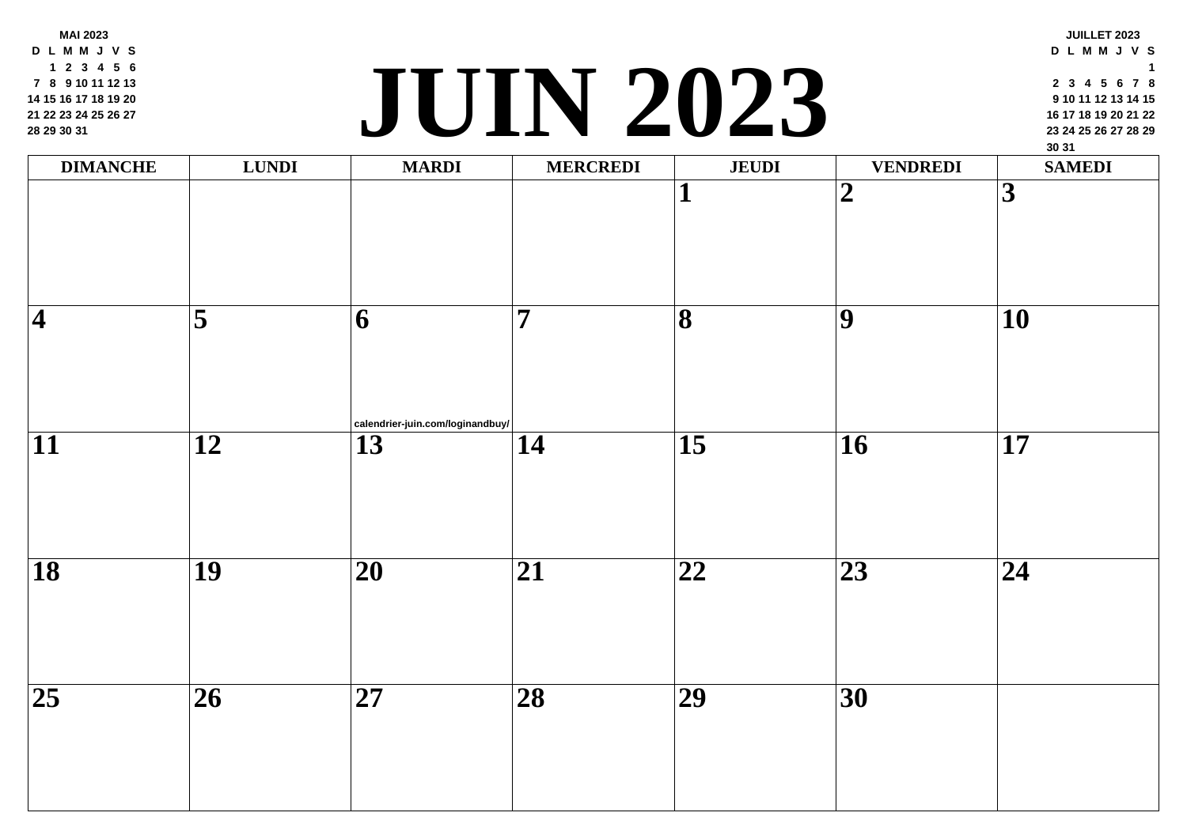MAI 2023

| D | L | M | M | J | V | S |
|---|---|---|---|---|---|---|
| | 1 | 2 | 3 | 4 | 5 | 6 |
| 7 | 8 | 9 | 10 | 11 | 12 | 13 |
| 14 | 15 | 16 | 17 | 18 | 19 | 20 |
| 21 | 22 | 23 | 24 | 25 | 26 | 27 |
| 28 | 29 | 30 | 31 | | | |

# JUIN 2023

JUILLET 2023

| D | L | M | M | J | V | S |
|---|---|---|---|---|---|---|
| | | | | | | 1 |
| 2 | 3 | 4 | 5 | 6 | 7 | 8 |
| 9 | 10 | 11 | 12 | 13 | 14 | 15 |
| 16 | 17 | 18 | 19 | 20 | 21 | 22 |
| 23 | 24 | 25 | 26 | 27 | 28 | 29 |
| 30 | 31 | | | | | |

| DIMANCHE | LUNDI | MARDI | MERCREDI | JEUDI | VENDREDI | SAMEDI |
|---|---|---|---|---|---|---|
| | | | | 1 | 2 | 3 |
| 4 | 5 | 6 calendrier-juin.com/loginandbuy/ | 7 | 8 | 9 | 10 |
| 11 | 12 | 13 | 14 | 15 | 16 | 17 |
| 18 | 19 | 20 | 21 | 22 | 23 | 24 |
| 25 | 26 | 27 | 28 | 29 | 30 | |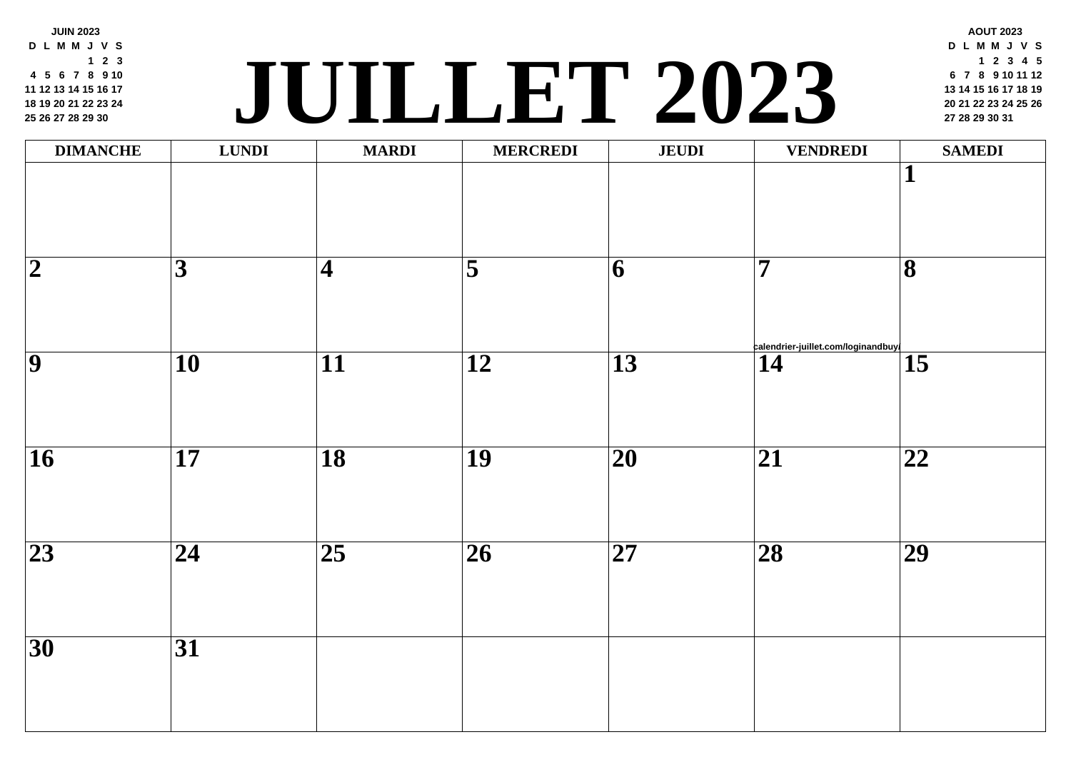# JUILLET 2023

**JUIN 2023**

| D | L | M | M | J | V | S |
|---|---|---|---|---|---|---|
| | | | | 1 | 2 | 3 |
| 4 | 5 | 6 | 7 | 8 | 9 | 10 |
| 11 | 12 | 13 | 14 | 15 | 16 | 17 |
| 18 | 19 | 20 | 21 | 22 | 23 | 24 |
| 25 | 26 | 27 | 28 | 29 | 30 | |

**AOUT 2023**

| D | L | M | M | J | V | S |
|---|---|---|---|---|---|---|
| | | 1 | 2 | 3 | 4 | 5 |
| 6 | 7 | 8 | 9 | 10 | 11 | 12 |
| 13 | 14 | 15 | 16 | 17 | 18 | 19 |
| 20 | 21 | 22 | 23 | 24 | 25 | 26 |
| 27 | 28 | 29 | 30 | 31 | | |

| DIMANCHE | LUNDI | MARDI | MERCREDI | JEUDI | VENDREDI | SAMEDI |
|---|---|---|---|---|---|---|
| | | | | | | 1 |
| 2 | 3 | 4 | 5 | 6 | 7 | 8 |
| 9 | 10 | 11 | 12 | 13 | 14 | 15 |
| 16 | 17 | 18 | 19 | 20 | 21 | 22 |
| 23 | 24 | 25 | 26 | 27 | 28 | 29 |
| 30 | 31 | | | | | |

calendrier-juillet.com/loginandbuy/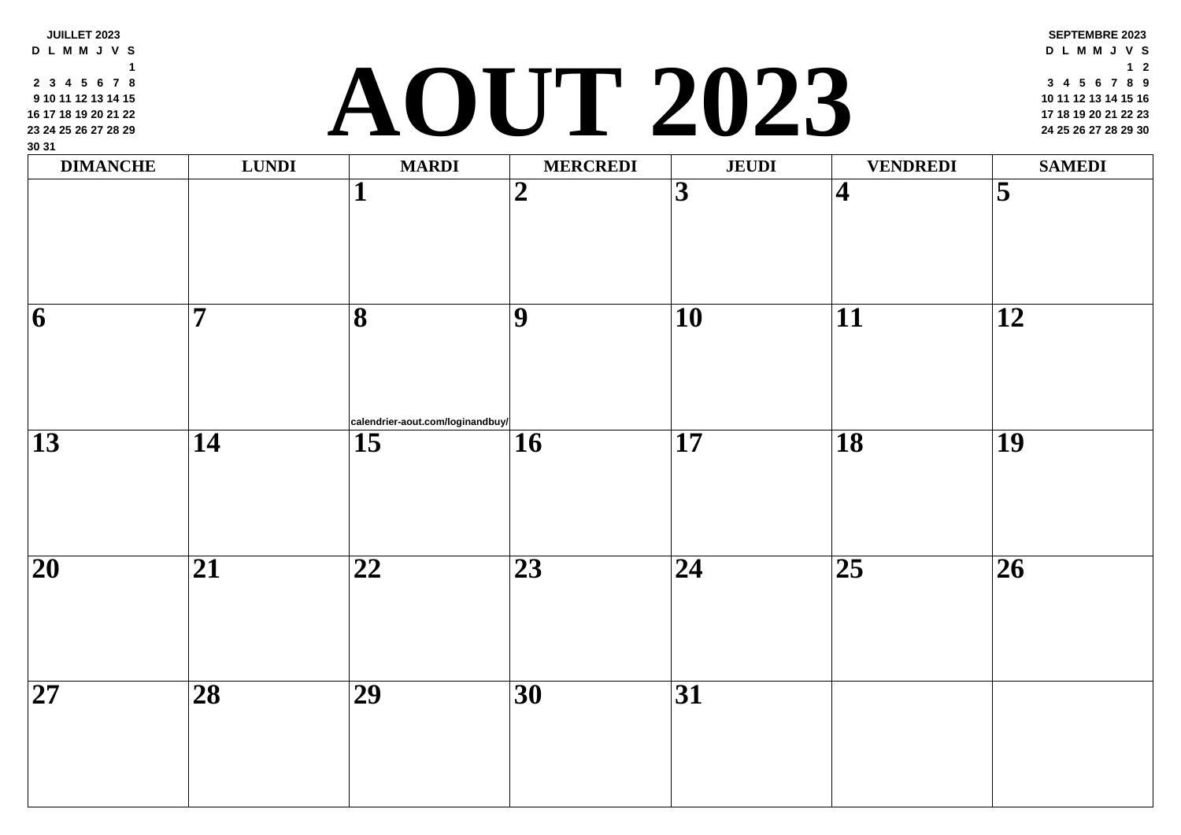JUILLET 2023

| D | L | M | M | J | V | S |
|---|---|---|---|---|---|---|
| | | | | | | 1 |
| 2 | 3 | 4 | 5 | 6 | 7 | 8 |
| 9 | 10 | 11 | 12 | 13 | 14 | 15 |
| 16 | 17 | 18 | 19 | 20 | 21 | 22 |
| 23 | 24 | 25 | 26 | 27 | 28 | 29 |
| 30 | 31 | | | | | |

# AOUT 2023

SEPTEMBRE 2023

| D | L | M | M | J | V | S |
|---|---|---|---|---|---|---|
| | | | | | 1 | 2 |
| 3 | 4 | 5 | 6 | 7 | 8 | 9 |
| 10 | 11 | 12 | 13 | 14 | 15 | 16 |
| 17 | 18 | 19 | 20 | 21 | 22 | 23 |
| 24 | 25 | 26 | 27 | 28 | 29 | 30 |

| DIMANCHE | LUNDI | MARDI | MERCREDI | JEUDI | VENDREDI | SAMEDI |
|---|---|---|---|---|---|---|
| | | 1 | 2 | 3 | 4 | 5 |
| 6 | 7 | 8 calendrier-aout.com/loginandbuy/ | 9 | 10 | 11 | 12 |
| 13 | 14 | 15 | 16 | 17 | 18 | 19 |
| 20 | 21 | 22 | 23 | 24 | 25 | 26 |
| 27 | 28 | 29 | 30 | 31 | | |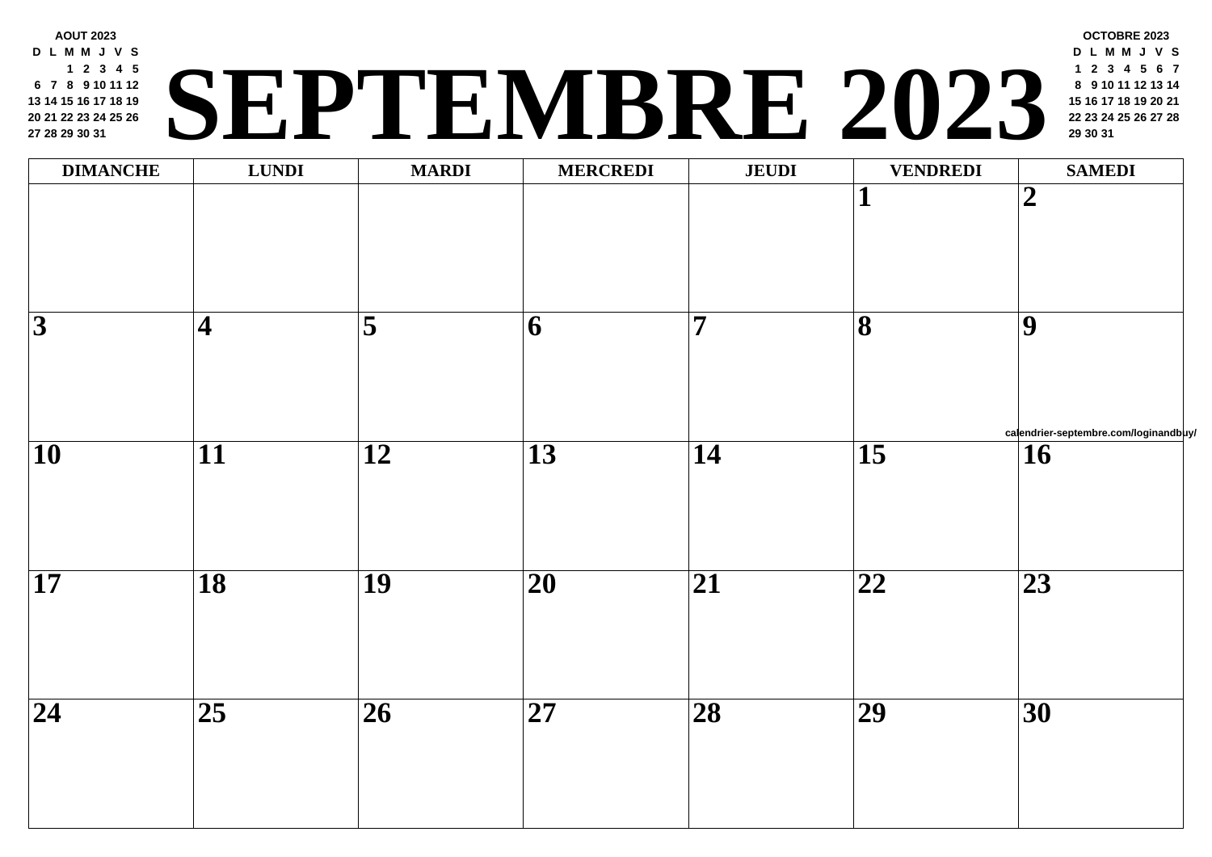# SEPTEMBRE 2023

**AOUT 2023**

| D | L | M | M | J | V | S |
|---|---|---|---|---|---|---|
| | | 1 | 2 | 3 | 4 | 5 |
| 6 | 7 | 8 | 9 | 10 | 11 | 12 |
| 13 | 14 | 15 | 16 | 17 | 18 | 19 |
| 20 | 21 | 22 | 23 | 24 | 25 | 26 |
| 27 | 28 | 29 | 30 | 31 | | |

**OCTOBRE 2023**

| D | L | M | M | J | V | S |
|---|---|---|---|---|---|---|
| 1 | 2 | 3 | 4 | 5 | 6 | 7 |
| 8 | 9 | 10 | 11 | 12 | 13 | 14 |
| 15 | 16 | 17 | 18 | 19 | 20 | 21 |
| 22 | 23 | 24 | 25 | 26 | 27 | 28 |
| 29 | 30 | 31 | | | | |

| DIMANCHE | LUNDI | MARDI | MERCREDI | JEUDI | VENDREDI | SAMEDI |
|---|---|---|---|---|---|---|
| | | | | | 1 | 2 |
| 3 | 4 | 5 | 6 | 7 | 8 | 9 |
| 10 | 11 | 12 | 13 | 14 | 15 | 16 |
| 17 | 18 | 19 | 20 | 21 | 22 | 23 |
| 24 | 25 | 26 | 27 | 28 | 29 | 30 |

calendrier-septembre.com/loginandbuy/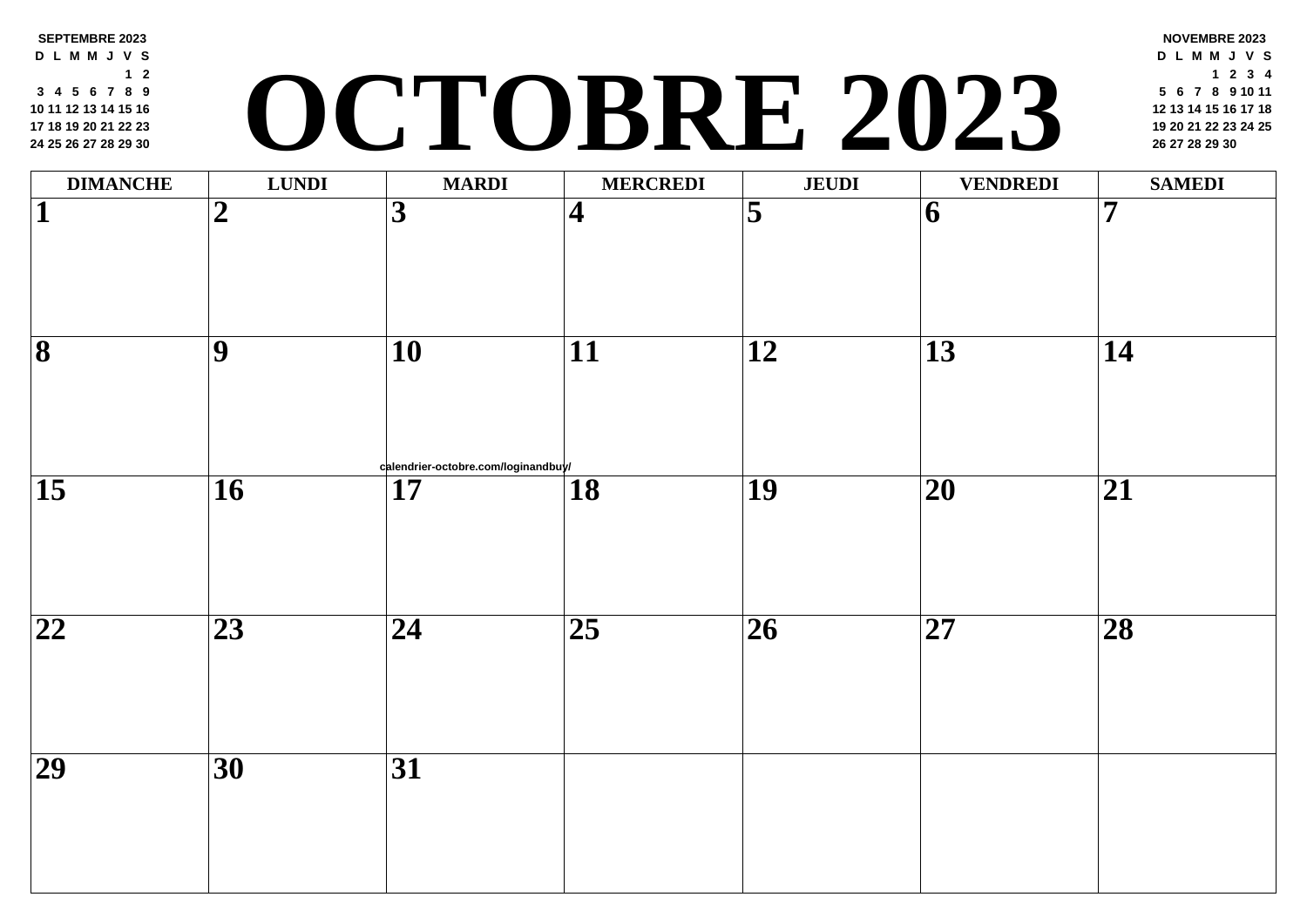# OCTOBRE 2023

**SEPTEMBRE 2023**

| D | L | M | M | J | V | S |
|---|---|---|---|---|---|---|
| | | | | | 1 | 2 |
| 3 | 4 | 5 | 6 | 7 | 8 | 9 |
| 10 | 11 | 12 | 13 | 14 | 15 | 16 |
| 17 | 18 | 19 | 20 | 21 | 22 | 23 |
| 24 | 25 | 26 | 27 | 28 | 29 | 30 |

**NOVEMBRE 2023**

| D | L | M | M | J | V | S |
|---|---|---|---|---|---|---|
| | | | 1 | 2 | 3 | 4 |
| 5 | 6 | 7 | 8 | 9 | 10 | 11 |
| 12 | 13 | 14 | 15 | 16 | 17 | 18 |
| 19 | 20 | 21 | 22 | 23 | 24 | 25 |
| 26 | 27 | 28 | 29 | 30 | | |

| DIMANCHE | LUNDI | MARDI | MERCREDI | JEUDI | VENDREDI | SAMEDI |
|---|---|---|---|---|---|---|
| 1 | 2 | 3 | 4 | 5 | 6 | 7 |
| 8 | 9 | 10 | 11 | 12 | 13 | 14 |
| 15 | 16 | 17 | 18 | 19 | 20 | 21 |
| 22 | 23 | 24 | 25 | 26 | 27 | 28 |
| 29 | 30 | 31 | | | | |

calendrier-octobre.com/loginandbuy/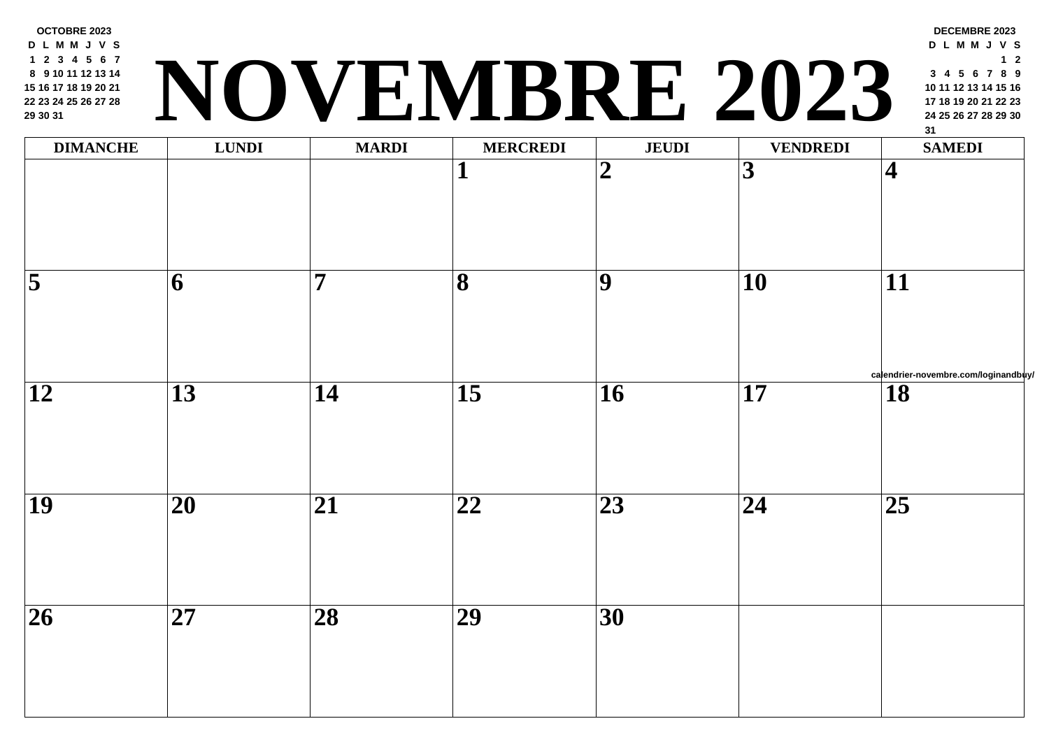# NOVEMBRE 2023

**OCTOBRE 2023**

| D | L | M | M | J | V | S |
|---|---|---|---|---|---|---|
| 1 | 2 | 3 | 4 | 5 | 6 | 7 |
| 8 | 9 | 10 | 11 | 12 | 13 | 14 |
| 15 | 16 | 17 | 18 | 19 | 20 | 21 |
| 22 | 23 | 24 | 25 | 26 | 27 | 28 |
| 29 | 30 | 31 | | | | |

**DECEMBRE 2023**

| D | L | M | M | J | V | S |
|---|---|---|---|---|---|---|
| | | | | | 1 | 2 |
| 3 | 4 | 5 | 6 | 7 | 8 | 9 |
| 10 | 11 | 12 | 13 | 14 | 15 | 16 |
| 17 | 18 | 19 | 20 | 21 | 22 | 23 |
| 24 | 25 | 26 | 27 | 28 | 29 | 30 |
| 31 | | | | | | |

| DIMANCHE | LUNDI | MARDI | MERCREDI | JEUDI | VENDREDI | SAMEDI |
|---|---|---|---|---|---|---|
| | | | 1 | 2 | 3 | 4 |
| 5 | 6 | 7 | 8 | 9 | 10 | 11 |
| 12 | 13 | 14 | 15 | 16 | 17 | 18 |
| 19 | 20 | 21 | 22 | 23 | 24 | 25 |
| 26 | 27 | 28 | 29 | 30 | | |

calendrier-novembre.com/loginandbuy/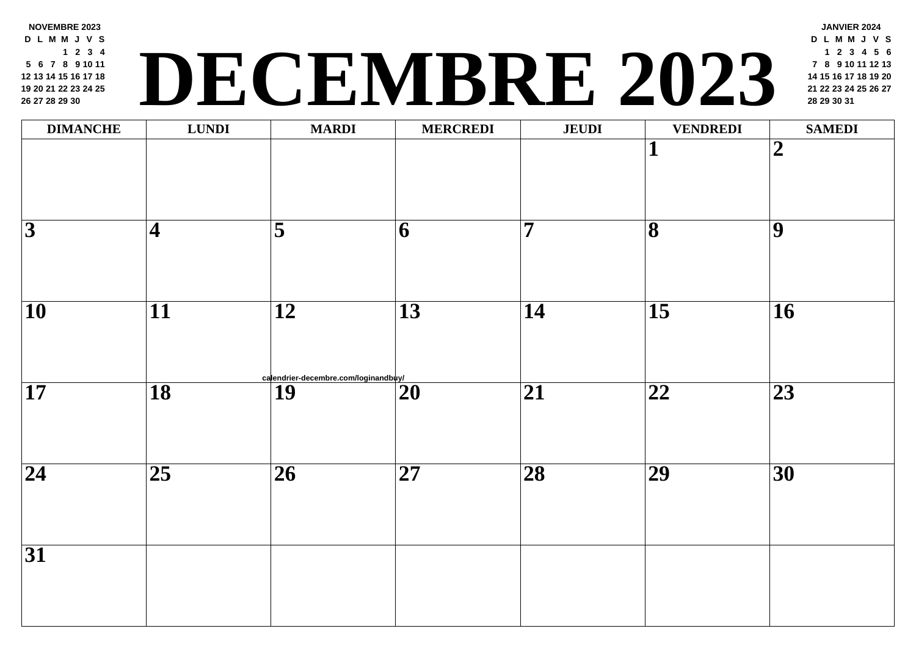# DECEMBRE 2023

**NOVEMBRE 2023**

| D | L | M | M | J | V | S |
|---|---|---|---|---|---|---|
| | | | 1 | 2 | 3 | 4 |
| 5 | 6 | 7 | 8 | 9 | 10 | 11 |
| 12 | 13 | 14 | 15 | 16 | 17 | 18 |
| 19 | 20 | 21 | 22 | 23 | 24 | 25 |
| 26 | 27 | 28 | 29 | 30 | | |

**JANVIER 2024**

| D | L | M | M | J | V | S |
|---|---|---|---|---|---|---|
| | 1 | 2 | 3 | 4 | 5 | 6 |
| 7 | 8 | 9 | 10 | 11 | 12 | 13 |
| 14 | 15 | 16 | 17 | 18 | 19 | 20 |
| 21 | 22 | 23 | 24 | 25 | 26 | 27 |
| 28 | 29 | 30 | 31 | | | |

| DIMANCHE | LUNDI | MARDI | MERCREDI | JEUDI | VENDREDI | SAMEDI |
|---|---|---|---|---|---|---|
| | | | | | 1 | 2 |
| 3 | 4 | 5 | 6 | 7 | 8 | 9 |
| 10 | 11 | 12 | 13 | 14 | 15 | 16 |
| 17 | 18 | 19 | 20 | 21 | 22 | 23 |
| 24 | 25 | 26 | 27 | 28 | 29 | 30 |
| 31 | | | | | | |

calendrier-decembre.com/loginandbuy/